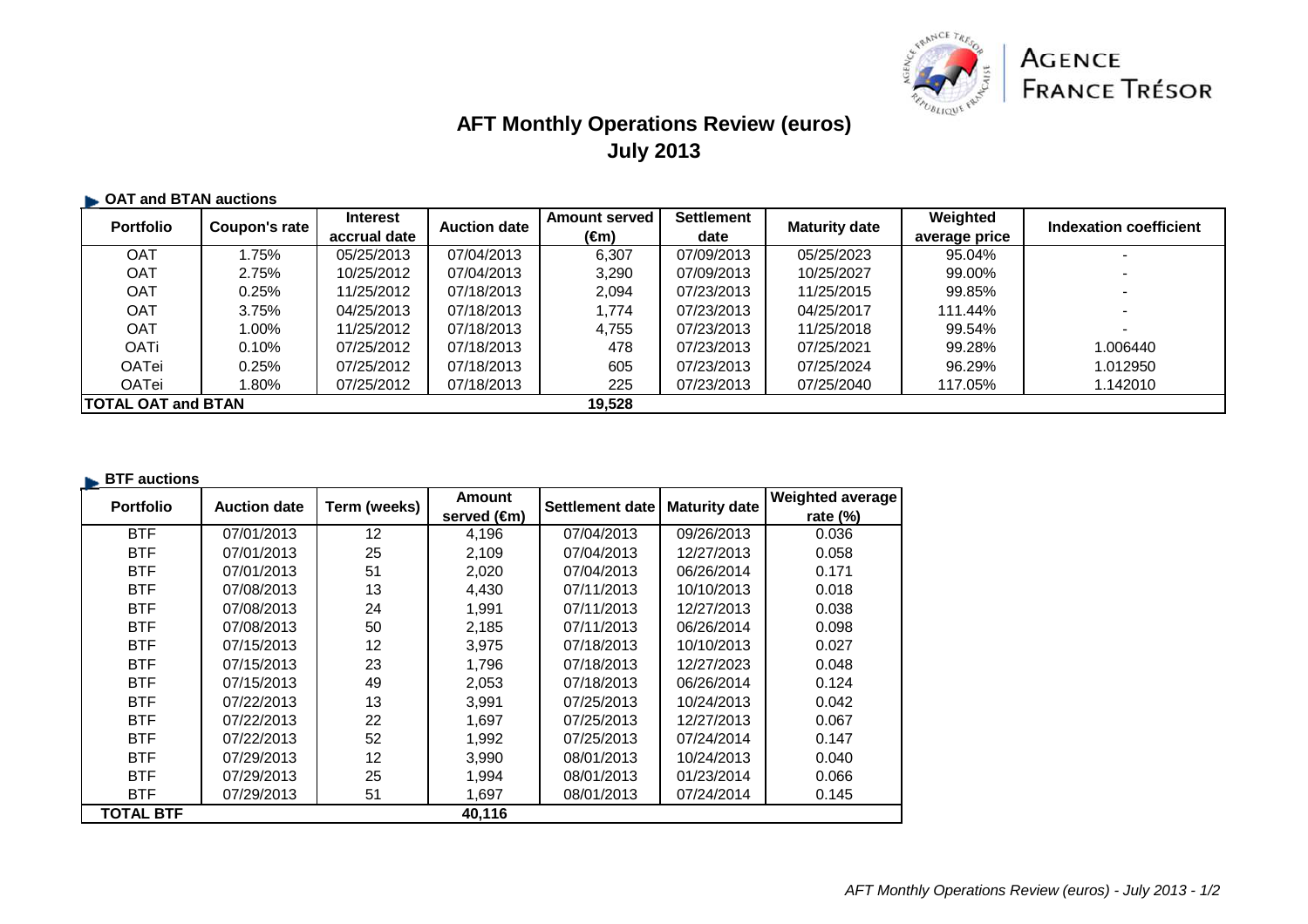# AFT Monthly Operations Review (euros)
## July 2013

### OAT and BTAN auctions

| Portfolio | Coupon's rate | Interest accrual date | Auction date | Amount served (€m) | Settlement date | Maturity date | Weighted average price | Indexation coefficient |
|---|---|---|---|---|---|---|---|---|
| OAT | 1.75% | 05/25/2013 | 07/04/2013 | 6,307 | 07/09/2013 | 05/25/2023 | 95.04% | - |
| OAT | 2.75% | 10/25/2012 | 07/04/2013 | 3,290 | 07/09/2013 | 10/25/2027 | 99.00% | - |
| OAT | 0.25% | 11/25/2012 | 07/18/2013 | 2,094 | 07/23/2013 | 11/25/2015 | 99.85% | - |
| OAT | 3.75% | 04/25/2013 | 07/18/2013 | 1,774 | 07/23/2013 | 04/25/2017 | 111.44% | - |
| OAT | 1.00% | 11/25/2012 | 07/18/2013 | 4,755 | 07/23/2013 | 11/25/2018 | 99.54% | - |
| OATi | 0.10% | 07/25/2012 | 07/18/2013 | 478 | 07/23/2013 | 07/25/2021 | 99.28% | 1.006440 |
| OATei | 0.25% | 07/25/2012 | 07/18/2013 | 605 | 07/23/2013 | 07/25/2024 | 96.29% | 1.012950 |
| OATei | 1.80% | 07/25/2012 | 07/18/2013 | 225 | 07/23/2013 | 07/25/2040 | 117.05% | 1.142010 |
| **TOTAL OAT and BTAN** | | | | **19,528** | | | | |

### BTF auctions

| Portfolio | Auction date | Term (weeks) | Amount served (€m) | Settlement date | Maturity date | Weighted average rate (%) |
|---|---|---|---|---|---|---|
| BTF | 07/01/2013 | 12 | 4,196 | 07/04/2013 | 09/26/2013 | 0.036 |
| BTF | 07/01/2013 | 25 | 2,109 | 07/04/2013 | 12/27/2013 | 0.058 |
| BTF | 07/01/2013 | 51 | 2,020 | 07/04/2013 | 06/26/2014 | 0.171 |
| BTF | 07/08/2013 | 13 | 4,430 | 07/11/2013 | 10/10/2013 | 0.018 |
| BTF | 07/08/2013 | 24 | 1,991 | 07/11/2013 | 12/27/2013 | 0.038 |
| BTF | 07/08/2013 | 50 | 2,185 | 07/11/2013 | 06/26/2014 | 0.098 |
| BTF | 07/15/2013 | 12 | 3,975 | 07/18/2013 | 10/10/2013 | 0.027 |
| BTF | 07/15/2013 | 23 | 1,796 | 07/18/2013 | 12/27/2023 | 0.048 |
| BTF | 07/15/2013 | 49 | 2,053 | 07/18/2013 | 06/26/2014 | 0.124 |
| BTF | 07/22/2013 | 13 | 3,991 | 07/25/2013 | 10/24/2013 | 0.042 |
| BTF | 07/22/2013 | 22 | 1,697 | 07/25/2013 | 12/27/2013 | 0.067 |
| BTF | 07/22/2013 | 52 | 1,992 | 07/25/2013 | 07/24/2014 | 0.147 |
| BTF | 07/29/2013 | 12 | 3,990 | 08/01/2013 | 10/24/2013 | 0.040 |
| BTF | 07/29/2013 | 25 | 1,994 | 08/01/2013 | 01/23/2014 | 0.066 |
| BTF | 07/29/2013 | 51 | 1,697 | 08/01/2013 | 07/24/2014 | 0.145 |
| **TOTAL BTF** | | | **40,116** | | | |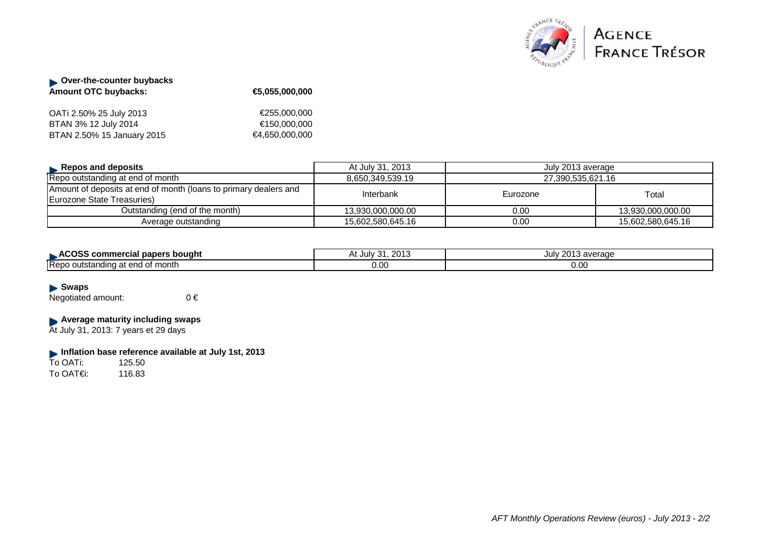### Over-the-counter buybacks

**Amount OTC buybacks:** **€5,055,000,000**

| | |
|---|---|
| OATi 2.50% 25 July 2013 | €255,000,000 |
| BTAN 3% 12 July 2014 | €150,000,000 |
| BTAN 2.50% 15 January 2015 | €4,650,000,000 |

| **Repos and deposits** | At July 31, 2013 | July 2013 average | |
|---|---|---|---|
| Repo outstanding at end of month | 8,650,349,539.19 | 27,390,535,621.16 | |
| Amount of deposits at end of month (loans to primary dealers and Eurozone State Treasuries) | Interbank | Eurozone | Total |
| Outstanding (end of the month) | 13,930,000,000.00 | 0.00 | 13,930,000,000.00 |
| Average outstanding | 15,602,580,645.16 | 0.00 | 15,602,580,645.16 |

| **ACOSS commercial papers bought** | At July 31, 2013 | July 2013 average |
|---|---|---|
| Repo outstanding at end of month | 0.00 | 0.00 |

### Swaps

Negotiated amount: 0 €

### Average maturity including swaps

At July 31, 2013: 7 years et 29 days

### Inflation base reference available at July 1st, 2013

| | |
|---|---|
| To OATi: | 125.50 |
| To OAT€i: | 116.83 |